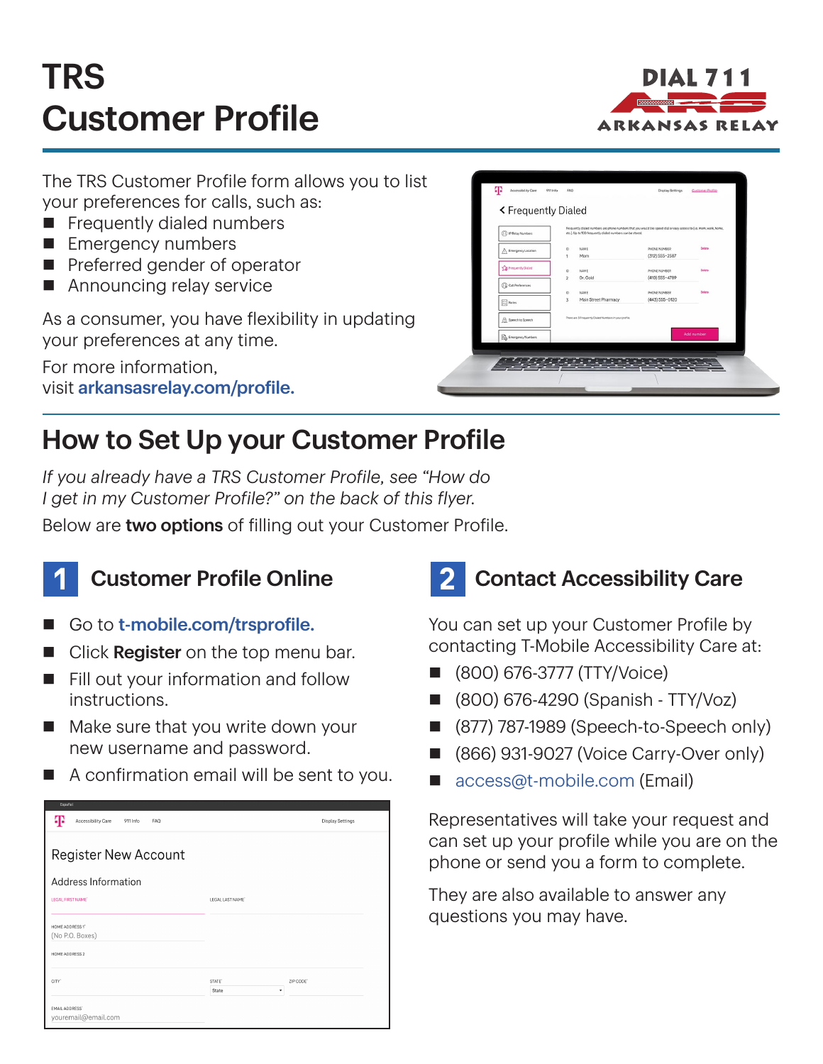# TRS Customer Profile

DIAL 711
ARKANSAS RELAY

The TRS Customer Profile form allows you to list your preferences for calls, such as:

- Frequently dialed numbers
- Emergency numbers
- Preferred gender of operator
- Announcing relay service

As a consumer, you have flexibility in updating your preferences at any time.

For more information, visit **arkansasrelay.com/profile.**

## How to Set Up your Customer Profile

*If you already have a TRS Customer Profile, see "How do I get in my Customer Profile?" on the back of this flyer.*

Below are **two options** of filling out your Customer Profile.

### 1 Customer Profile Online

- Go to **t-mobile.com/trsprofile.**
- Click **Register** on the top menu bar.
- Fill out your information and follow instructions.
- Make sure that you write down your new username and password.
- A confirmation email will be sent to you.

### 2 Contact Accessibility Care

You can set up your Customer Profile by contacting T-Mobile Accessibility Care at:

- (800) 676-3777 (TTY/Voice)
- (800) 676-4290 (Spanish - TTY/Voz)
- (877) 787-1989 (Speech-to-Speech only)
- (866) 931-9027 (Voice Carry-Over only)
- access@t-mobile.com (Email)

Representatives will take your request and can set up your profile while you are on the phone or send you a form to complete.

They are also available to answer any questions you may have.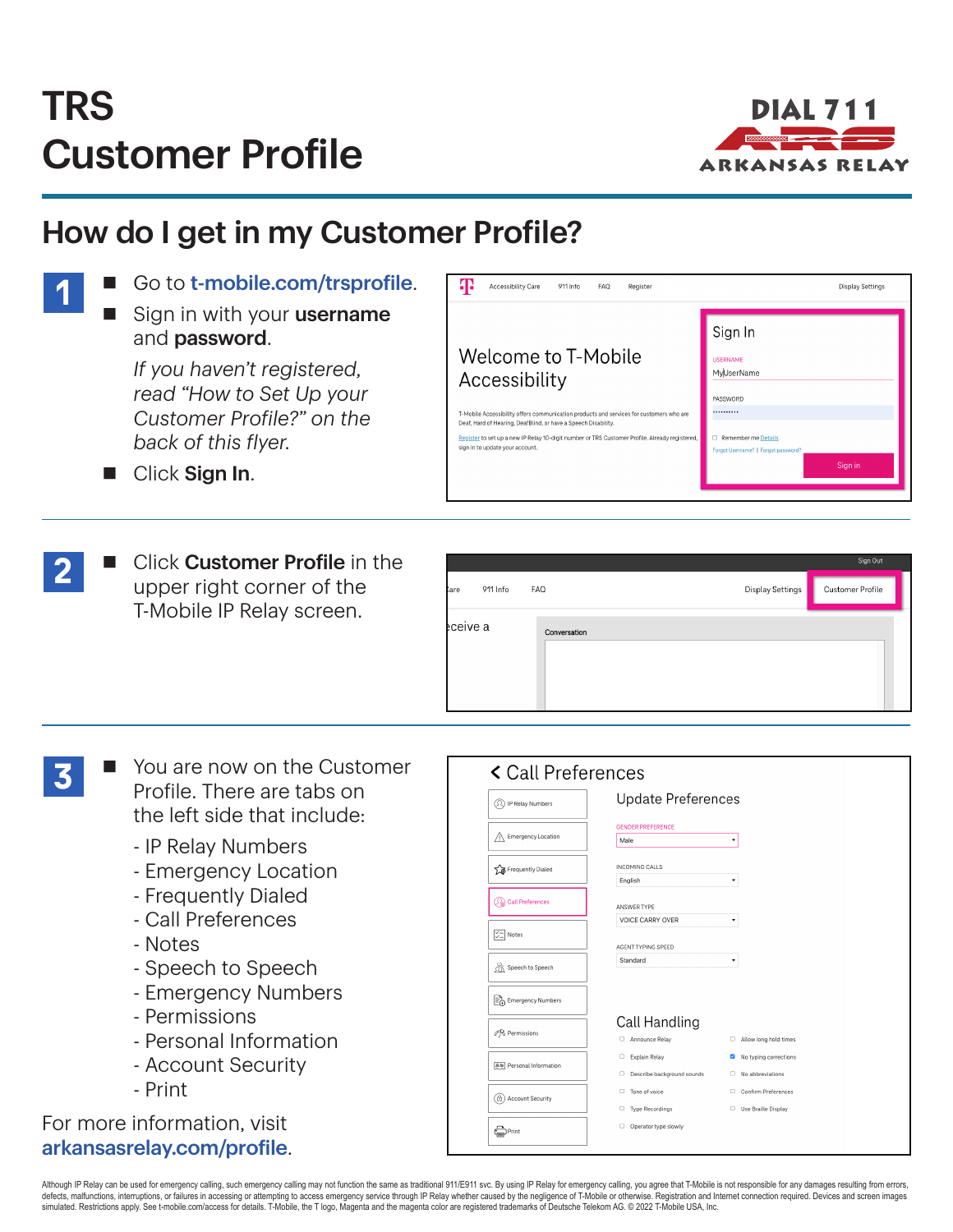# TRS Customer Profile

DIAL 711
ARKANSAS RELAY

## How do I get in my Customer Profile?

**1**

- Go to **t-mobile.com/trsprofile**.
- Sign in with your **username** and **password**.

  *If you haven't registered, read "How to Set Up your Customer Profile?" on the back of this flyer.*
- Click **Sign In**.

**2**

- Click **Customer Profile** in the upper right corner of the T-Mobile IP Relay screen.

**3**

- You are now on the Customer Profile. There are tabs on the left side that include:

  - IP Relay Numbers
  - Emergency Location
  - Frequently Dialed
  - Call Preferences
  - Notes
  - Speech to Speech
  - Emergency Numbers
  - Permissions
  - Personal Information
  - Account Security
  - Print

For more information, visit **arkansasrelay.com/profile**.

Although IP Relay can be used for emergency calling, such emergency calling may not function the same as traditional 911/E911 svc. By using IP Relay for emergency calling, you agree that T-Mobile is not responsible for any damages resulting from errors, defects, malfunctions, interruptions, or failures in accessing or attempting to access emergency service through IP Relay whether caused by the negligence of T-Mobile or otherwise. Registration and Internet connection required. Devices and screen images simulated. Restrictions apply. See t-mobile.com/access for details. T-Mobile, the T logo, Magenta and the magenta color are registered trademarks of Deutsche Telekom AG. © 2022 T-Mobile USA, Inc.